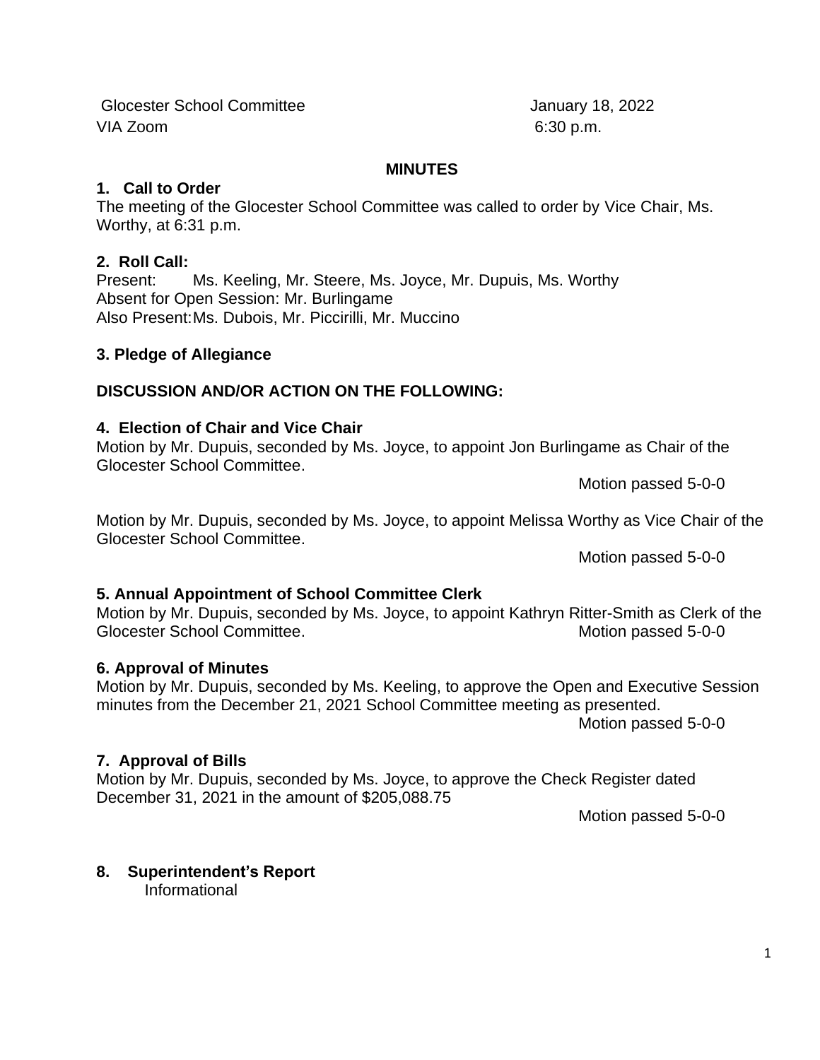Glocester School Committee January 18, 2022
VIA Zoom 6:30 p.m.

## MINUTES

### 1. Call to Order

The meeting of the Glocester School Committee was called to order by Vice Chair, Ms. Worthy, at 6:31 p.m.

### 2. Roll Call:

Present: Ms. Keeling, Mr. Steere, Ms. Joyce, Mr. Dupuis, Ms. Worthy
Absent for Open Session: Mr. Burlingame
Also Present: Ms. Dubois, Mr. Piccirilli, Mr. Muccino

### 3. Pledge of Allegiance

### DISCUSSION AND/OR ACTION ON THE FOLLOWING:

### 4. Election of Chair and Vice Chair

Motion by Mr. Dupuis, seconded by Ms. Joyce, to appoint Jon Burlingame as Chair of the Glocester School Committee.

Motion passed 5-0-0

Motion by Mr. Dupuis, seconded by Ms. Joyce, to appoint Melissa Worthy as Vice Chair of the Glocester School Committee.

Motion passed 5-0-0

### 5. Annual Appointment of School Committee Clerk

Motion by Mr. Dupuis, seconded by Ms. Joyce, to appoint Kathryn Ritter-Smith as Clerk of the Glocester School Committee.

Motion passed 5-0-0

### 6. Approval of Minutes

Motion by Mr. Dupuis, seconded by Ms. Keeling, to approve the Open and Executive Session minutes from the December 21, 2021 School Committee meeting as presented.

Motion passed 5-0-0

### 7. Approval of Bills

Motion by Mr. Dupuis, seconded by Ms. Joyce, to approve the Check Register dated December 31, 2021 in the amount of $205,088.75

Motion passed 5-0-0

### 8. Superintendent's Report

Informational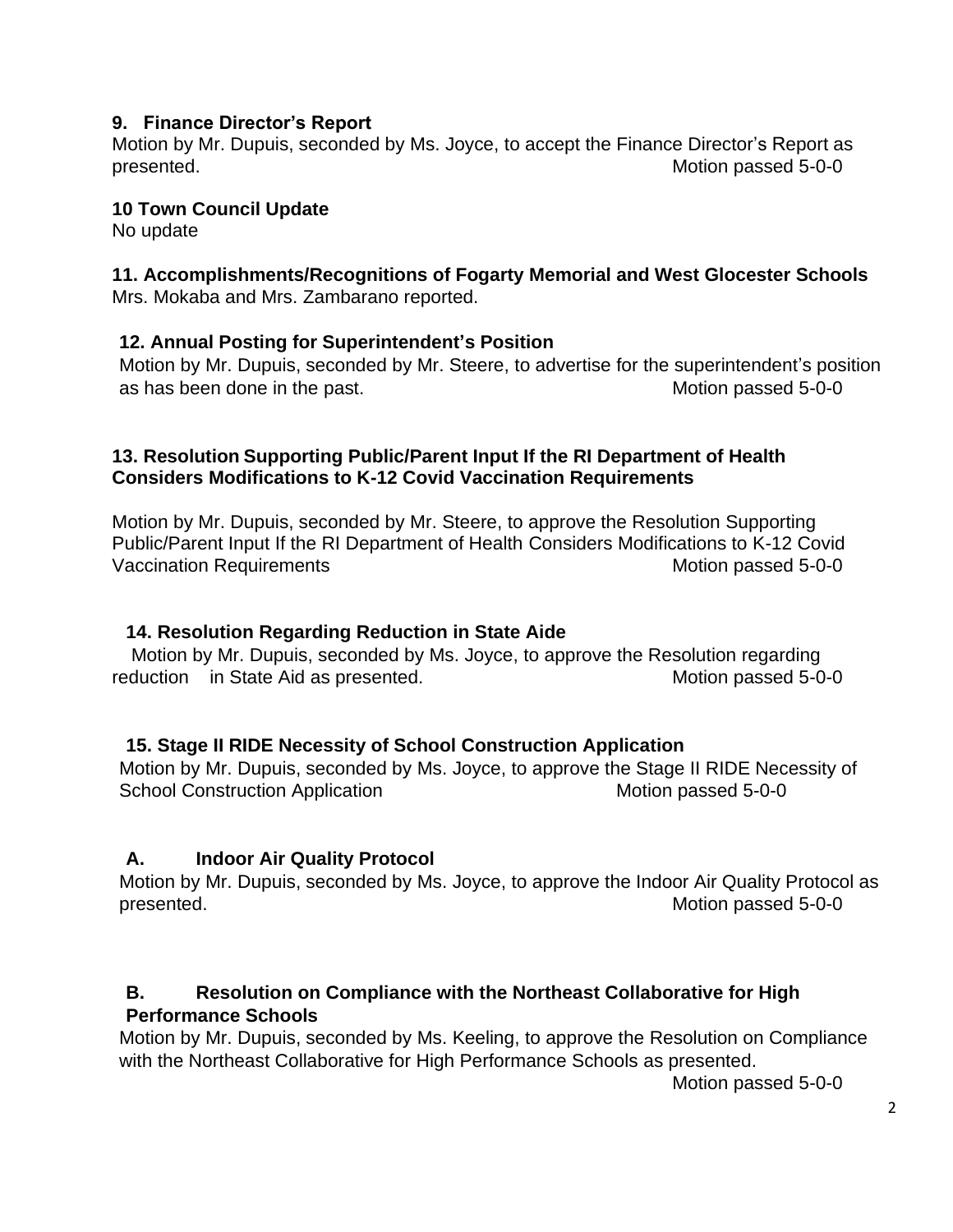**9. Finance Director's Report**

Motion by Mr. Dupuis, seconded by Ms. Joyce, to accept the Finance Director's Report as presented. Motion passed 5-0-0

**10 Town Council Update**

No update

**11. Accomplishments/Recognitions of Fogarty Memorial and West Glocester Schools**

Mrs. Mokaba and Mrs. Zambarano reported.

**12. Annual Posting for Superintendent's Position**

Motion by Mr. Dupuis, seconded by Mr. Steere, to advertise for the superintendent's position as has been done in the past. Motion passed 5-0-0

**13. Resolution Supporting Public/Parent Input If the RI Department of Health Considers Modifications to K-12 Covid Vaccination Requirements**

Motion by Mr. Dupuis, seconded by Mr. Steere, to approve the Resolution Supporting Public/Parent Input If the RI Department of Health Considers Modifications to K-12 Covid Vaccination Requirements Motion passed 5-0-0

**14. Resolution Regarding Reduction in State Aide**

Motion by Mr. Dupuis, seconded by Ms. Joyce, to approve the Resolution regarding reduction in State Aid as presented. Motion passed 5-0-0

**15. Stage II RIDE Necessity of School Construction Application**

Motion by Mr. Dupuis, seconded by Ms. Joyce, to approve the Stage II RIDE Necessity of School Construction Application Motion passed 5-0-0

**A. Indoor Air Quality Protocol**

Motion by Mr. Dupuis, seconded by Ms. Joyce, to approve the Indoor Air Quality Protocol as presented. Motion passed 5-0-0

**B. Resolution on Compliance with the Northeast Collaborative for High Performance Schools**

Motion by Mr. Dupuis, seconded by Ms. Keeling, to approve the Resolution on Compliance with the Northeast Collaborative for High Performance Schools as presented.

Motion passed 5-0-0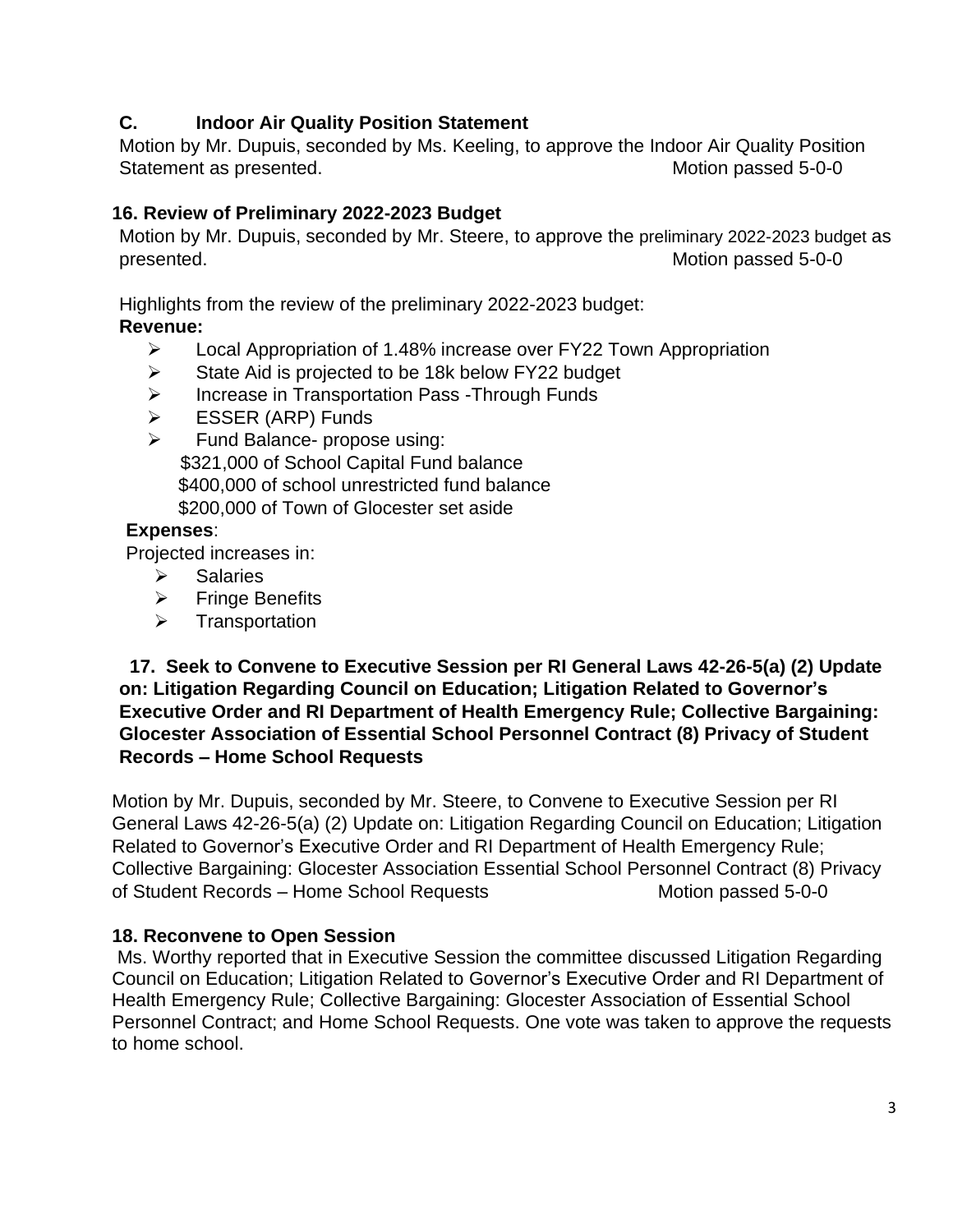### C. Indoor Air Quality Position Statement

Motion by Mr. Dupuis, seconded by Ms. Keeling, to approve the Indoor Air Quality Position Statement as presented. Motion passed 5-0-0

### 16. Review of Preliminary 2022-2023 Budget

Motion by Mr. Dupuis, seconded by Mr. Steere, to approve the preliminary 2022-2023 budget as presented. Motion passed 5-0-0

Highlights from the review of the preliminary 2022-2023 budget:

**Revenue:**

- Local Appropriation of 1.48% increase over FY22 Town Appropriation
- State Aid is projected to be 18k below FY22 budget
- Increase in Transportation Pass -Through Funds
- ESSER (ARP) Funds
- Fund Balance- propose using:
  - $321,000 of School Capital Fund balance
  - $400,000 of school unrestricted fund balance
  - $200,000 of Town of Glocester set aside

**Expenses**:

Projected increases in:

- Salaries
- Fringe Benefits
- Transportation

### 17. Seek to Convene to Executive Session per RI General Laws 42-26-5(a) (2) Update on: Litigation Regarding Council on Education; Litigation Related to Governor's Executive Order and RI Department of Health Emergency Rule; Collective Bargaining: Glocester Association of Essential School Personnel Contract (8) Privacy of Student Records – Home School Requests

Motion by Mr. Dupuis, seconded by Mr. Steere, to Convene to Executive Session per RI General Laws 42-26-5(a) (2) Update on: Litigation Regarding Council on Education; Litigation Related to Governor's Executive Order and RI Department of Health Emergency Rule; Collective Bargaining: Glocester Association Essential School Personnel Contract (8) Privacy of Student Records – Home School Requests Motion passed 5-0-0

### 18. Reconvene to Open Session

Ms. Worthy reported that in Executive Session the committee discussed Litigation Regarding Council on Education; Litigation Related to Governor's Executive Order and RI Department of Health Emergency Rule; Collective Bargaining: Glocester Association of Essential School Personnel Contract; and Home School Requests. One vote was taken to approve the requests to home school.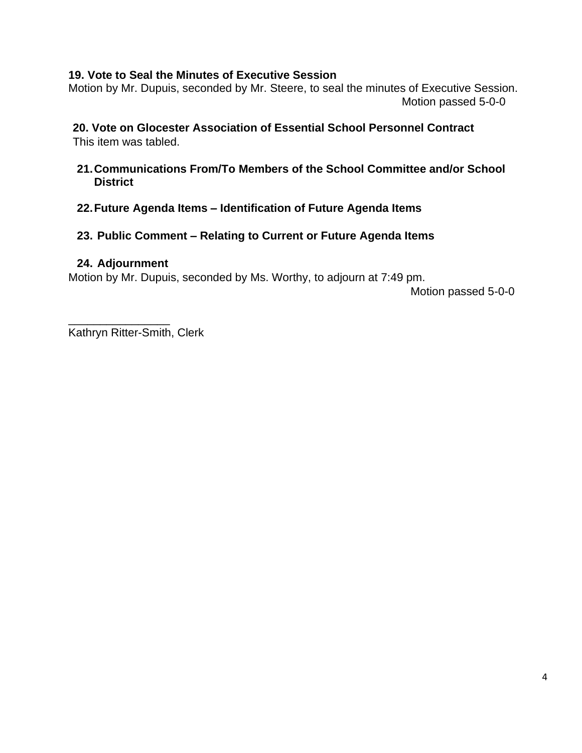**19. Vote to Seal the Minutes of Executive Session**

Motion by Mr. Dupuis, seconded by Mr. Steere, to seal the minutes of Executive Session.

Motion passed 5-0-0

**20. Vote on Glocester Association of Essential School Personnel Contract**

This item was tabled.

**21. Communications From/To Members of the School Committee and/or School District**

**22. Future Agenda Items – Identification of Future Agenda Items**

**23. Public Comment – Relating to Current or Future Agenda Items**

**24. Adjournment**

Motion by Mr. Dupuis, seconded by Ms. Worthy, to adjourn at 7:49 pm.

Motion passed 5-0-0

________________

Kathryn Ritter-Smith, Clerk